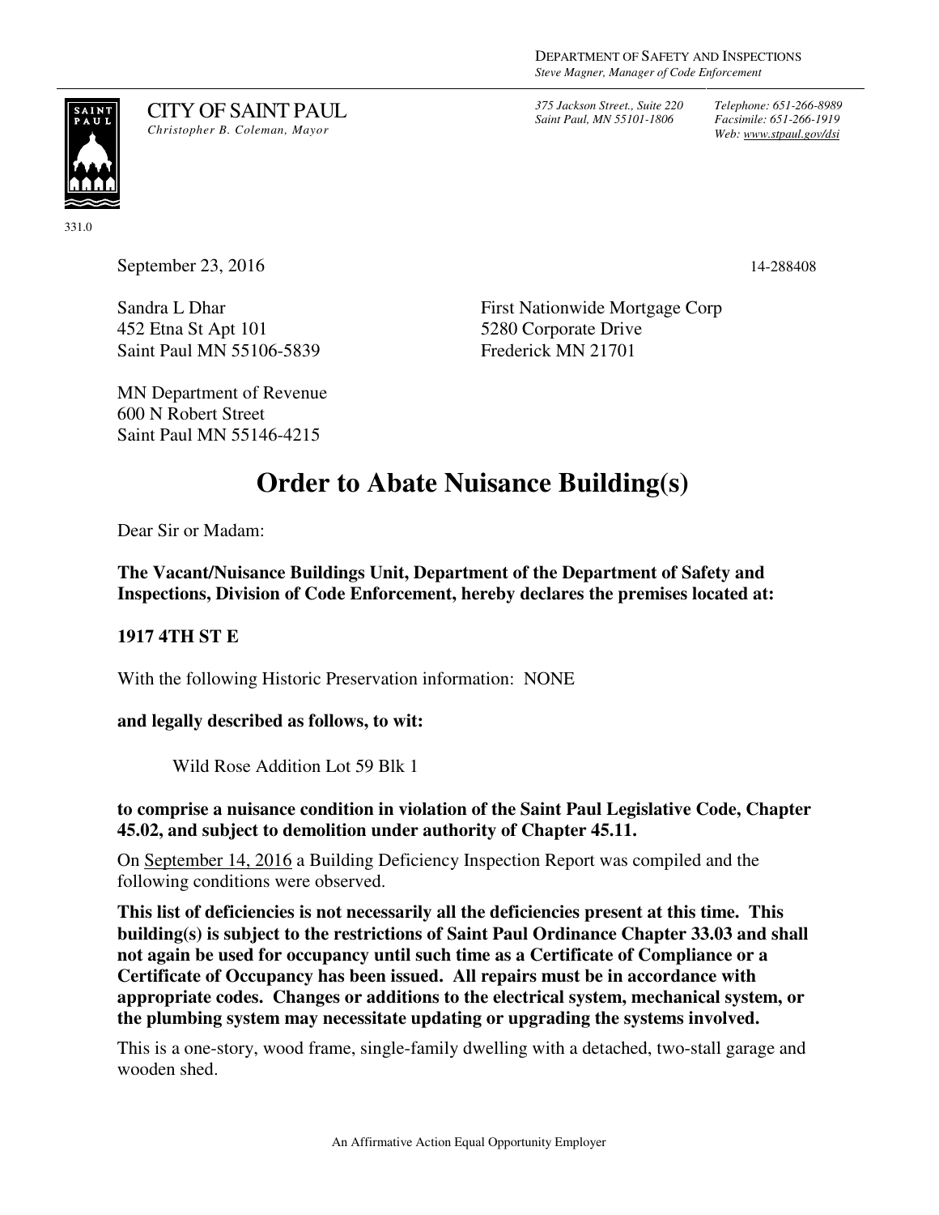DEPARTMENT OF SAFETY AND INSPECTIONS
*Steve Magner, Manager of Code Enforcement*

CITY OF SAINT PAUL
*Christopher B. Coleman, Mayor*

*375 Jackson Street., Suite 220*
*Saint Paul, MN 55101-1806*

*Telephone: 651-266-8989*
*Facsimile: 651-266-1919*
*Web: www.stpaul.gov/dsi*

331.0

September 23, 2016

14-288408

Sandra L Dhar
452 Etna St Apt 101
Saint Paul MN 55106-5839

First Nationwide Mortgage Corp
5280 Corporate Drive
Frederick MN 21701

MN Department of Revenue
600 N Robert Street
Saint Paul MN 55146-4215

# Order to Abate Nuisance Building(s)

Dear Sir or Madam:

**The Vacant/Nuisance Buildings Unit, Department of the Department of Safety and Inspections, Division of Code Enforcement, hereby declares the premises located at:**

**1917 4TH ST E**

With the following Historic Preservation information: NONE

**and legally described as follows, to wit:**

Wild Rose Addition Lot 59 Blk 1

**to comprise a nuisance condition in violation of the Saint Paul Legislative Code, Chapter 45.02, and subject to demolition under authority of Chapter 45.11.**

On September 14, 2016 a Building Deficiency Inspection Report was compiled and the following conditions were observed.

**This list of deficiencies is not necessarily all the deficiencies present at this time. This building(s) is subject to the restrictions of Saint Paul Ordinance Chapter 33.03 and shall not again be used for occupancy until such time as a Certificate of Compliance or a Certificate of Occupancy has been issued. All repairs must be in accordance with appropriate codes. Changes or additions to the electrical system, mechanical system, or the plumbing system may necessitate updating or upgrading the systems involved.**

This is a one-story, wood frame, single-family dwelling with a detached, two-stall garage and wooden shed.

An Affirmative Action Equal Opportunity Employer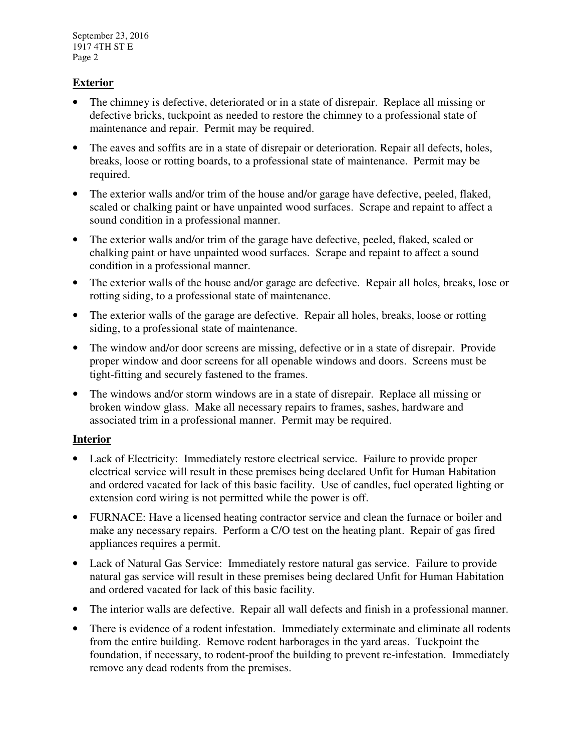## Exterior

- The chimney is defective, deteriorated or in a state of disrepair. Replace all missing or defective bricks, tuckpoint as needed to restore the chimney to a professional state of maintenance and repair. Permit may be required.
- The eaves and soffits are in a state of disrepair or deterioration. Repair all defects, holes, breaks, loose or rotting boards, to a professional state of maintenance. Permit may be required.
- The exterior walls and/or trim of the house and/or garage have defective, peeled, flaked, scaled or chalking paint or have unpainted wood surfaces. Scrape and repaint to affect a sound condition in a professional manner.
- The exterior walls and/or trim of the garage have defective, peeled, flaked, scaled or chalking paint or have unpainted wood surfaces. Scrape and repaint to affect a sound condition in a professional manner.
- The exterior walls of the house and/or garage are defective. Repair all holes, breaks, lose or rotting siding, to a professional state of maintenance.
- The exterior walls of the garage are defective. Repair all holes, breaks, loose or rotting siding, to a professional state of maintenance.
- The window and/or door screens are missing, defective or in a state of disrepair. Provide proper window and door screens for all openable windows and doors. Screens must be tight-fitting and securely fastened to the frames.
- The windows and/or storm windows are in a state of disrepair. Replace all missing or broken window glass. Make all necessary repairs to frames, sashes, hardware and associated trim in a professional manner. Permit may be required.

## Interior

- Lack of Electricity: Immediately restore electrical service. Failure to provide proper electrical service will result in these premises being declared Unfit for Human Habitation and ordered vacated for lack of this basic facility. Use of candles, fuel operated lighting or extension cord wiring is not permitted while the power is off.
- FURNACE: Have a licensed heating contractor service and clean the furnace or boiler and make any necessary repairs. Perform a C/O test on the heating plant. Repair of gas fired appliances requires a permit.
- Lack of Natural Gas Service: Immediately restore natural gas service. Failure to provide natural gas service will result in these premises being declared Unfit for Human Habitation and ordered vacated for lack of this basic facility.
- The interior walls are defective. Repair all wall defects and finish in a professional manner.
- There is evidence of a rodent infestation. Immediately exterminate and eliminate all rodents from the entire building. Remove rodent harborages in the yard areas. Tuckpoint the foundation, if necessary, to rodent-proof the building to prevent re-infestation. Immediately remove any dead rodents from the premises.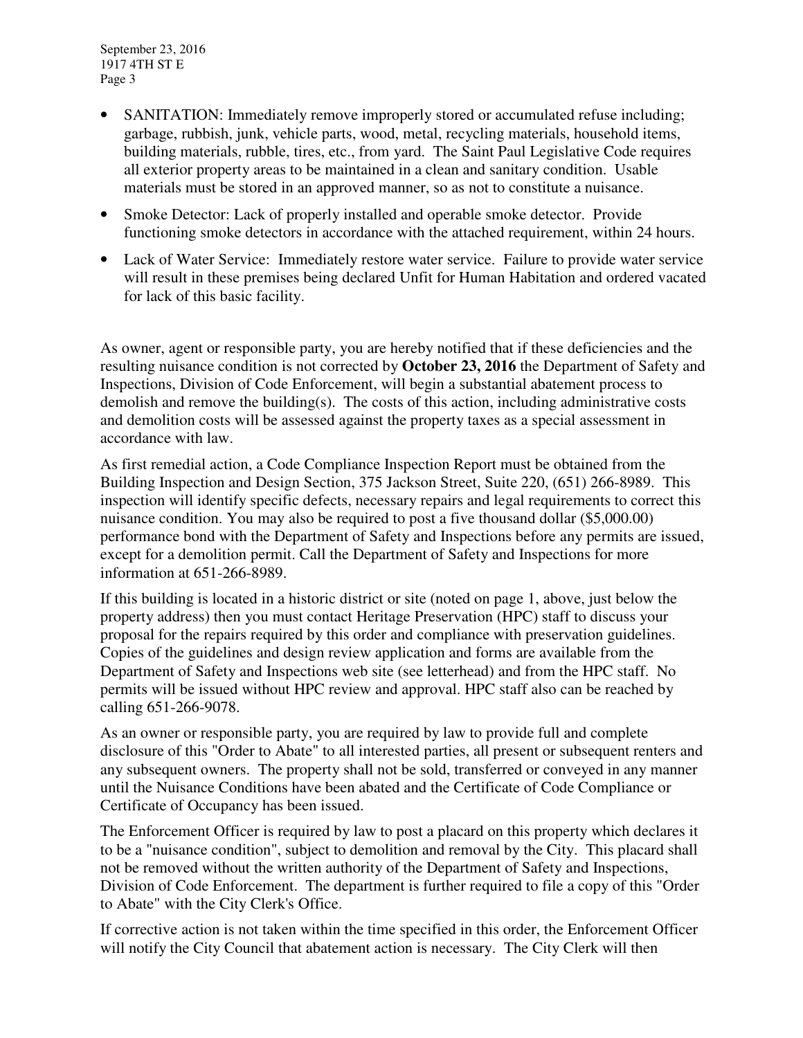- SANITATION: Immediately remove improperly stored or accumulated refuse including; garbage, rubbish, junk, vehicle parts, wood, metal, recycling materials, household items, building materials, rubble, tires, etc., from yard. The Saint Paul Legislative Code requires all exterior property areas to be maintained in a clean and sanitary condition. Usable materials must be stored in an approved manner, so as not to constitute a nuisance.

- Smoke Detector: Lack of properly installed and operable smoke detector. Provide functioning smoke detectors in accordance with the attached requirement, within 24 hours.

- Lack of Water Service: Immediately restore water service. Failure to provide water service will result in these premises being declared Unfit for Human Habitation and ordered vacated for lack of this basic facility.

As owner, agent or responsible party, you are hereby notified that if these deficiencies and the resulting nuisance condition is not corrected by **October 23, 2016** the Department of Safety and Inspections, Division of Code Enforcement, will begin a substantial abatement process to demolish and remove the building(s). The costs of this action, including administrative costs and demolition costs will be assessed against the property taxes as a special assessment in accordance with law.

As first remedial action, a Code Compliance Inspection Report must be obtained from the Building Inspection and Design Section, 375 Jackson Street, Suite 220, (651) 266-8989. This inspection will identify specific defects, necessary repairs and legal requirements to correct this nuisance condition. You may also be required to post a five thousand dollar ($5,000.00) performance bond with the Department of Safety and Inspections before any permits are issued, except for a demolition permit. Call the Department of Safety and Inspections for more information at 651-266-8989.

If this building is located in a historic district or site (noted on page 1, above, just below the property address) then you must contact Heritage Preservation (HPC) staff to discuss your proposal for the repairs required by this order and compliance with preservation guidelines. Copies of the guidelines and design review application and forms are available from the Department of Safety and Inspections web site (see letterhead) and from the HPC staff. No permits will be issued without HPC review and approval. HPC staff also can be reached by calling 651-266-9078.

As an owner or responsible party, you are required by law to provide full and complete disclosure of this "Order to Abate" to all interested parties, all present or subsequent renters and any subsequent owners. The property shall not be sold, transferred or conveyed in any manner until the Nuisance Conditions have been abated and the Certificate of Code Compliance or Certificate of Occupancy has been issued.

The Enforcement Officer is required by law to post a placard on this property which declares it to be a "nuisance condition", subject to demolition and removal by the City. This placard shall not be removed without the written authority of the Department of Safety and Inspections, Division of Code Enforcement. The department is further required to file a copy of this "Order to Abate" with the City Clerk's Office.

If corrective action is not taken within the time specified in this order, the Enforcement Officer will notify the City Council that abatement action is necessary. The City Clerk will then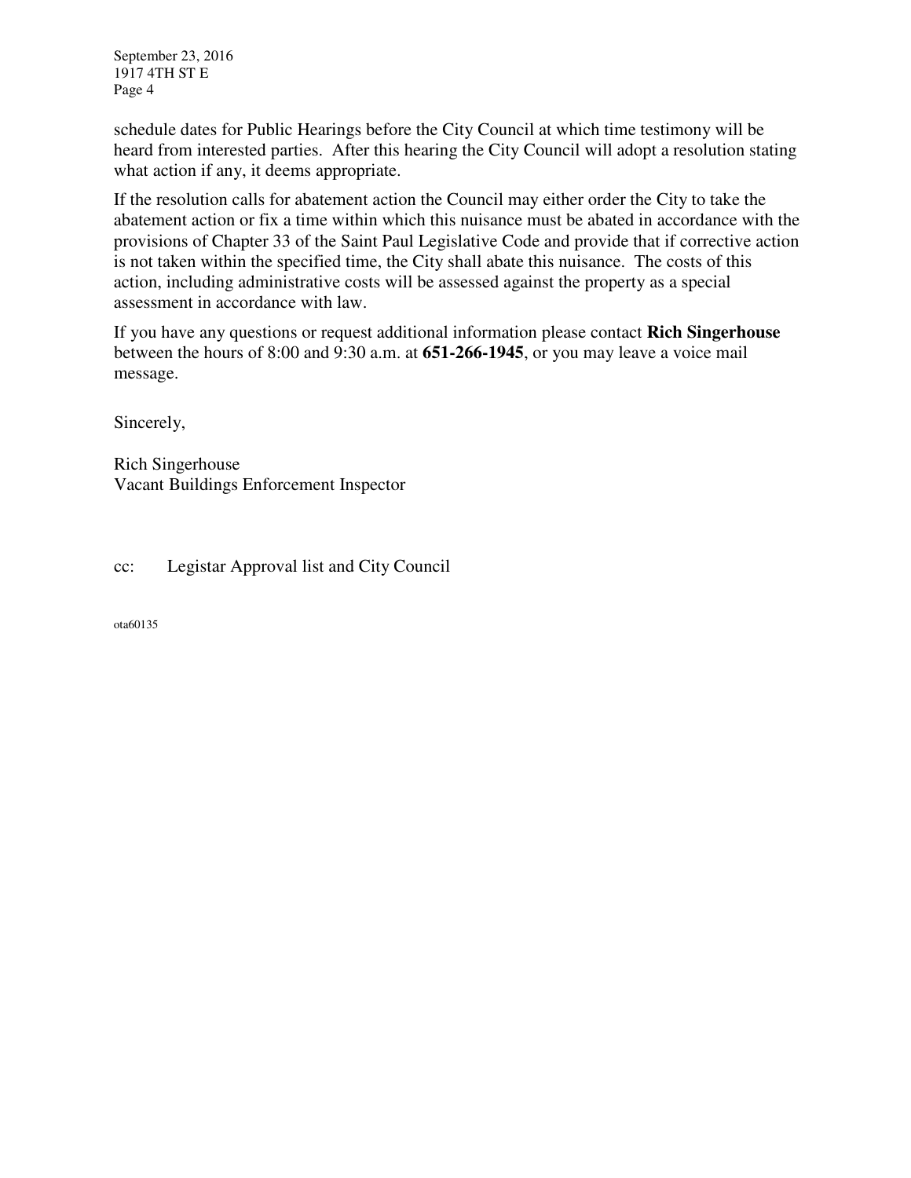schedule dates for Public Hearings before the City Council at which time testimony will be heard from interested parties. After this hearing the City Council will adopt a resolution stating what action if any, it deems appropriate.

If the resolution calls for abatement action the Council may either order the City to take the abatement action or fix a time within which this nuisance must be abated in accordance with the provisions of Chapter 33 of the Saint Paul Legislative Code and provide that if corrective action is not taken within the specified time, the City shall abate this nuisance. The costs of this action, including administrative costs will be assessed against the property as a special assessment in accordance with law.

If you have any questions or request additional information please contact **Rich Singerhouse** between the hours of 8:00 and 9:30 a.m. at **651-266-1945**, or you may leave a voice mail message.

Sincerely,

Rich Singerhouse
Vacant Buildings Enforcement Inspector

cc: Legistar Approval list and City Council

ota60135